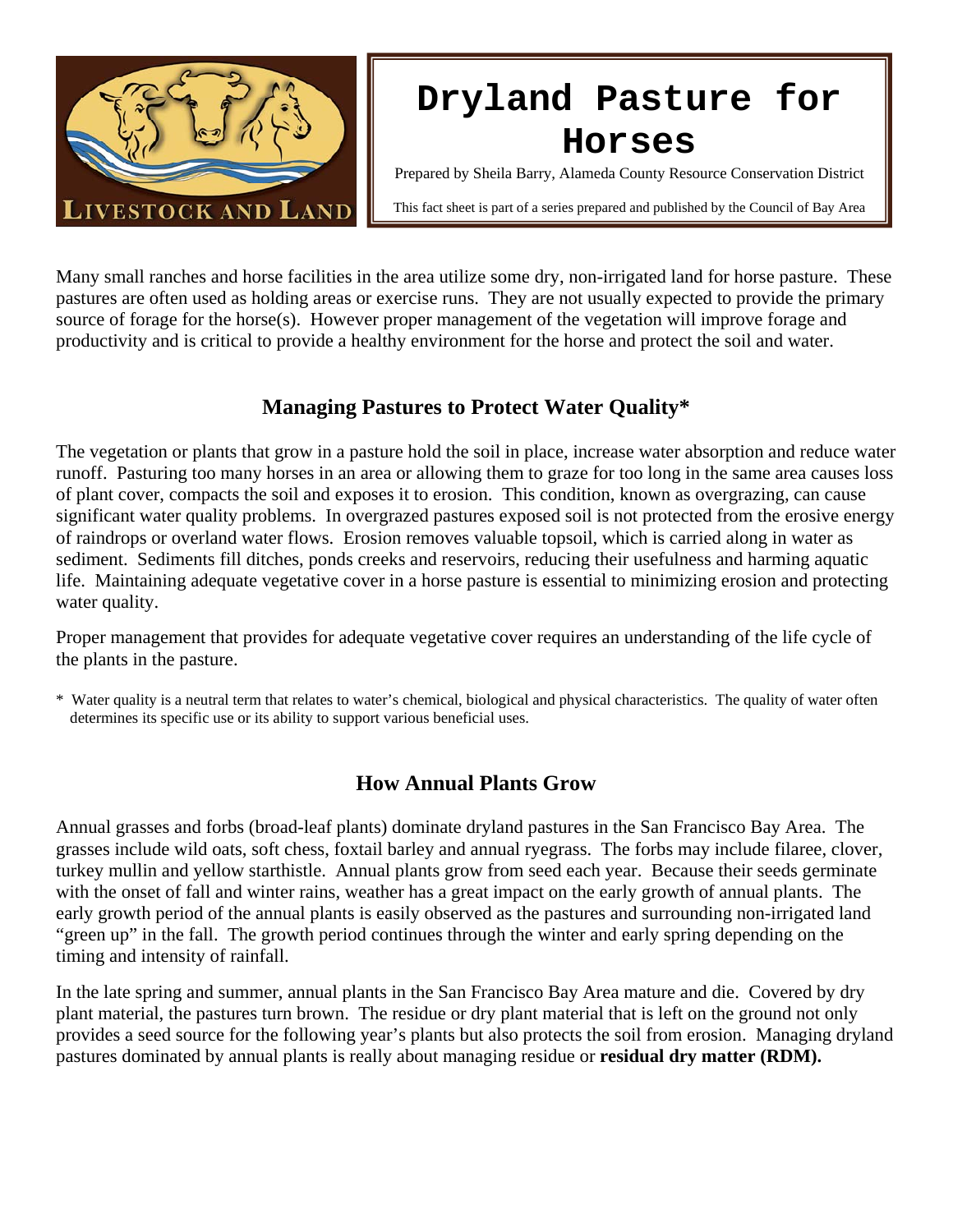# Dryland Pasture for Horses

Prepared by Sheila Barry, Alameda County Resource Conservation District

This fact sheet is part of a series prepared and published by the Council of Bay Area

Many small ranches and horse facilities in the area utilize some dry, non-irrigated land for horse pasture. These pastures are often used as holding areas or exercise runs. They are not usually expected to provide the primary source of forage for the horse(s). However proper management of the vegetation will improve forage and productivity and is critical to provide a healthy environment for the horse and protect the soil and water.

## Managing Pastures to Protect Water Quality*

The vegetation or plants that grow in a pasture hold the soil in place, increase water absorption and reduce water runoff. Pasturing too many horses in an area or allowing them to graze for too long in the same area causes loss of plant cover, compacts the soil and exposes it to erosion. This condition, known as overgrazing, can cause significant water quality problems. In overgrazed pastures exposed soil is not protected from the erosive energy of raindrops or overland water flows. Erosion removes valuable topsoil, which is carried along in water as sediment. Sediments fill ditches, ponds creeks and reservoirs, reducing their usefulness and harming aquatic life. Maintaining adequate vegetative cover in a horse pasture is essential to minimizing erosion and protecting water quality.

Proper management that provides for adequate vegetative cover requires an understanding of the life cycle of the plants in the pasture.

\* Water quality is a neutral term that relates to water's chemical, biological and physical characteristics. The quality of water often determines its specific use or its ability to support various beneficial uses.

## How Annual Plants Grow

Annual grasses and forbs (broad-leaf plants) dominate dryland pastures in the San Francisco Bay Area. The grasses include wild oats, soft chess, foxtail barley and annual ryegrass. The forbs may include filaree, clover, turkey mullin and yellow starthistle. Annual plants grow from seed each year. Because their seeds germinate with the onset of fall and winter rains, weather has a great impact on the early growth of annual plants. The early growth period of the annual plants is easily observed as the pastures and surrounding non-irrigated land "green up" in the fall. The growth period continues through the winter and early spring depending on the timing and intensity of rainfall.

In the late spring and summer, annual plants in the San Francisco Bay Area mature and die. Covered by dry plant material, the pastures turn brown. The residue or dry plant material that is left on the ground not only provides a seed source for the following year's plants but also protects the soil from erosion. Managing dryland pastures dominated by annual plants is really about managing residue or **residual dry matter (RDM).**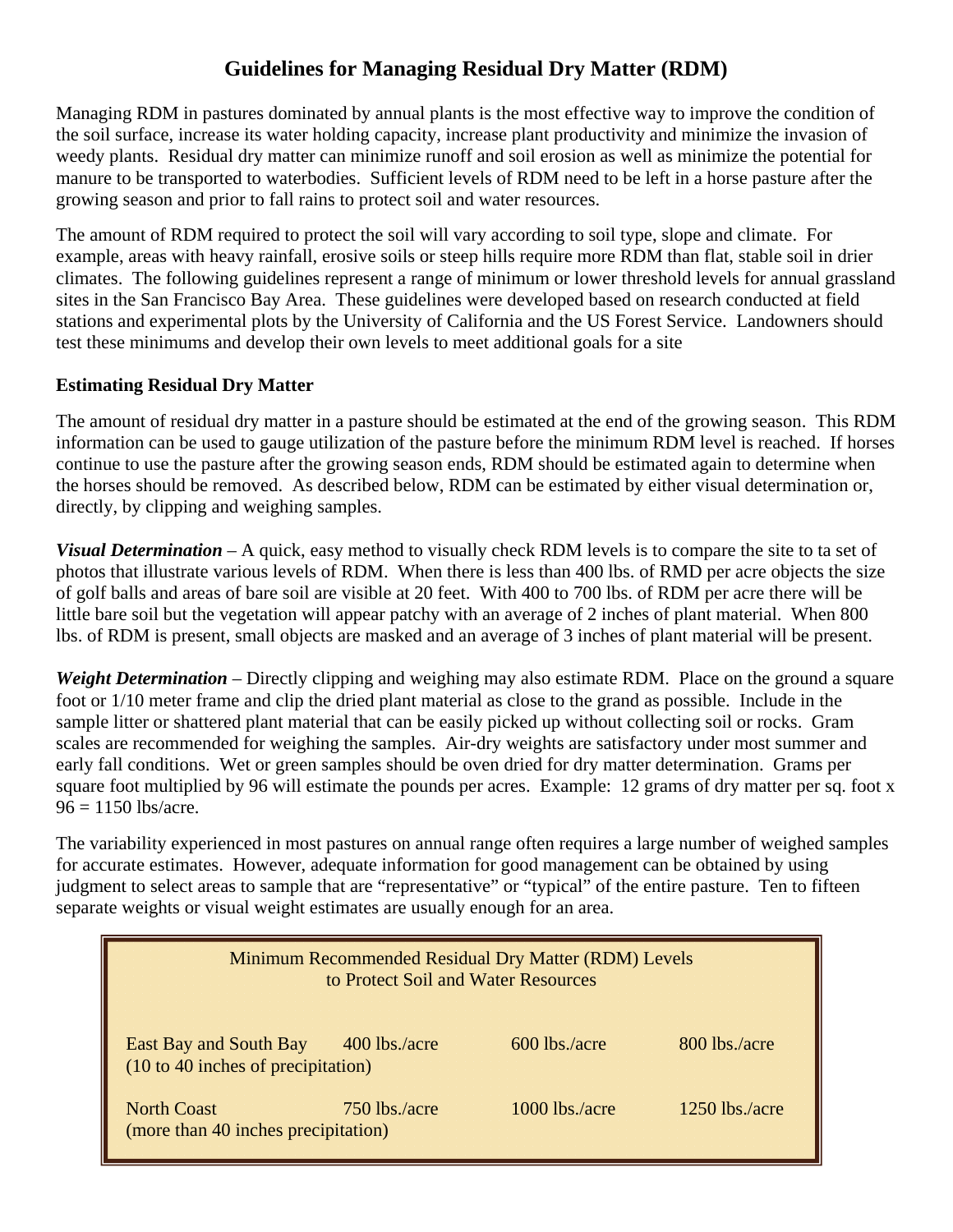# Guidelines for Managing Residual Dry Matter (RDM)

Managing RDM in pastures dominated by annual plants is the most effective way to improve the condition of the soil surface, increase its water holding capacity, increase plant productivity and minimize the invasion of weedy plants. Residual dry matter can minimize runoff and soil erosion as well as minimize the potential for manure to be transported to waterbodies. Sufficient levels of RDM need to be left in a horse pasture after the growing season and prior to fall rains to protect soil and water resources.

The amount of RDM required to protect the soil will vary according to soil type, slope and climate. For example, areas with heavy rainfall, erosive soils or steep hills require more RDM than flat, stable soil in drier climates. The following guidelines represent a range of minimum or lower threshold levels for annual grassland sites in the San Francisco Bay Area. These guidelines were developed based on research conducted at field stations and experimental plots by the University of California and the US Forest Service. Landowners should test these minimums and develop their own levels to meet additional goals for a site

### Estimating Residual Dry Matter

The amount of residual dry matter in a pasture should be estimated at the end of the growing season. This RDM information can be used to gauge utilization of the pasture before the minimum RDM level is reached. If horses continue to use the pasture after the growing season ends, RDM should be estimated again to determine when the horses should be removed. As described below, RDM can be estimated by either visual determination or, directly, by clipping and weighing samples.

***Visual Determination*** – A quick, easy method to visually check RDM levels is to compare the site to ta set of photos that illustrate various levels of RDM. When there is less than 400 lbs. of RMD per acre objects the size of golf balls and areas of bare soil are visible at 20 feet. With 400 to 700 lbs. of RDM per acre there will be little bare soil but the vegetation will appear patchy with an average of 2 inches of plant material. When 800 lbs. of RDM is present, small objects are masked and an average of 3 inches of plant material will be present.

***Weight Determination*** – Directly clipping and weighing may also estimate RDM. Place on the ground a square foot or 1/10 meter frame and clip the dried plant material as close to the grand as possible. Include in the sample litter or shattered plant material that can be easily picked up without collecting soil or rocks. Gram scales are recommended for weighing the samples. Air-dry weights are satisfactory under most summer and early fall conditions. Wet or green samples should be oven dried for dry matter determination. Grams per square foot multiplied by 96 will estimate the pounds per acres. Example: 12 grams of dry matter per sq. foot x 96 = 1150 lbs/acre.

The variability experienced in most pastures on annual range often requires a large number of weighed samples for accurate estimates. However, adequate information for good management can be obtained by using judgment to select areas to sample that are "representative" or "typical" of the entire pasture. Ten to fifteen separate weights or visual weight estimates are usually enough for an area.

Minimum Recommended Residual Dry Matter (RDM) Levels to Protect Soil and Water Resources

| Region | | | |
|---|---|---|---|
| East Bay and South Bay (10 to 40 inches of precipitation) | 400 lbs./acre | 600 lbs./acre | 800 lbs./acre |
| North Coast (more than 40 inches precipitation) | 750 lbs./acre | 1000 lbs./acre | 1250 lbs./acre |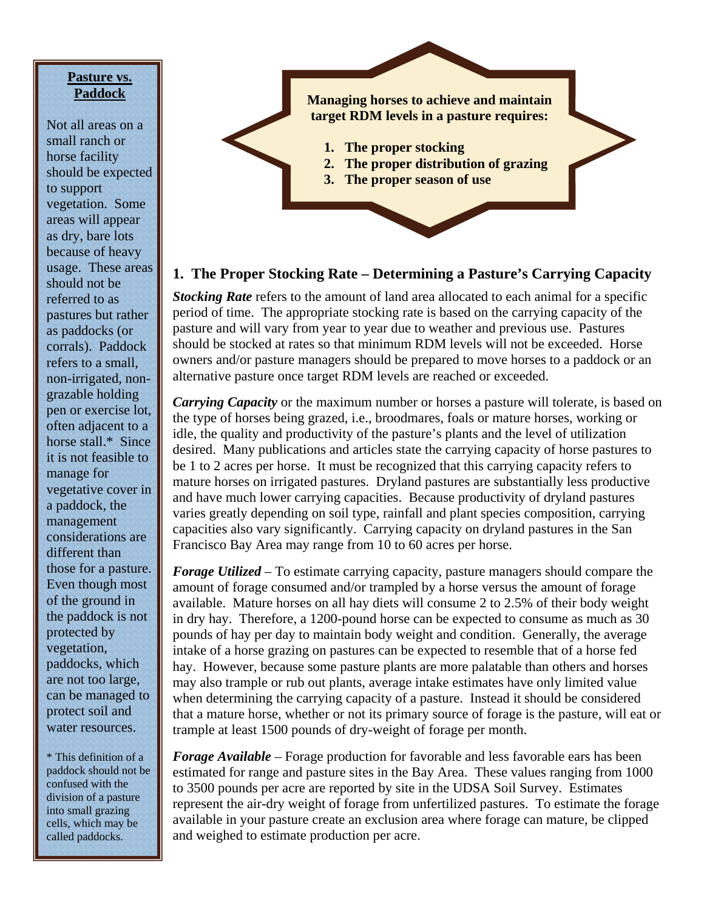**Pasture vs. Paddock**

Not all areas on a small ranch or horse facility should be expected to support vegetation. Some areas will appear as dry, bare lots because of heavy usage. These areas should not be referred to as pastures but rather as paddocks (or corrals). Paddock refers to a small, non-irrigated, non-grazable holding pen or exercise lot, often adjacent to a horse stall.* Since it is not feasible to manage for vegetative cover in a paddock, the management considerations are different than those for a pasture. Even though most of the ground in the paddock is not protected by vegetation, paddocks, which are not too large, can be managed to protect soil and water resources.

* This definition of a paddock should not be confused with the division of a pasture into small grazing cells, which may be called paddocks.

---

**Managing horses to achieve and maintain target RDM levels in a pasture requires:**

1. **The proper stocking**
2. **The proper distribution of grazing**
3. **The proper season of use**

## 1. The Proper Stocking Rate – Determining a Pasture's Carrying Capacity

***Stocking Rate*** refers to the amount of land area allocated to each animal for a specific period of time. The appropriate stocking rate is based on the carrying capacity of the pasture and will vary from year to year due to weather and previous use. Pastures should be stocked at rates so that minimum RDM levels will not be exceeded. Horse owners and/or pasture managers should be prepared to move horses to a paddock or an alternative pasture once target RDM levels are reached or exceeded.

***Carrying Capacity*** or the maximum number or horses a pasture will tolerate, is based on the type of horses being grazed, i.e., broodmares, foals or mature horses, working or idle, the quality and productivity of the pasture's plants and the level of utilization desired. Many publications and articles state the carrying capacity of horse pastures to be 1 to 2 acres per horse. It must be recognized that this carrying capacity refers to mature horses on irrigated pastures. Dryland pastures are substantially less productive and have much lower carrying capacities. Because productivity of dryland pastures varies greatly depending on soil type, rainfall and plant species composition, carrying capacities also vary significantly. Carrying capacity on dryland pastures in the San Francisco Bay Area may range from 10 to 60 acres per horse.

***Forage Utilized*** – To estimate carrying capacity, pasture managers should compare the amount of forage consumed and/or trampled by a horse versus the amount of forage available. Mature horses on all hay diets will consume 2 to 2.5% of their body weight in dry hay. Therefore, a 1200-pound horse can be expected to consume as much as 30 pounds of hay per day to maintain body weight and condition. Generally, the average intake of a horse grazing on pastures can be expected to resemble that of a horse fed hay. However, because some pasture plants are more palatable than others and horses may also trample or rub out plants, average intake estimates have only limited value when determining the carrying capacity of a pasture. Instead it should be considered that a mature horse, whether or not its primary source of forage is the pasture, will eat or trample at least 1500 pounds of dry-weight of forage per month.

***Forage Available*** – Forage production for favorable and less favorable ears has been estimated for range and pasture sites in the Bay Area. These values ranging from 1000 to 3500 pounds per acre are reported by site in the UDSA Soil Survey. Estimates represent the air-dry weight of forage from unfertilized pastures. To estimate the forage available in your pasture create an exclusion area where forage can mature, be clipped and weighed to estimate production per acre.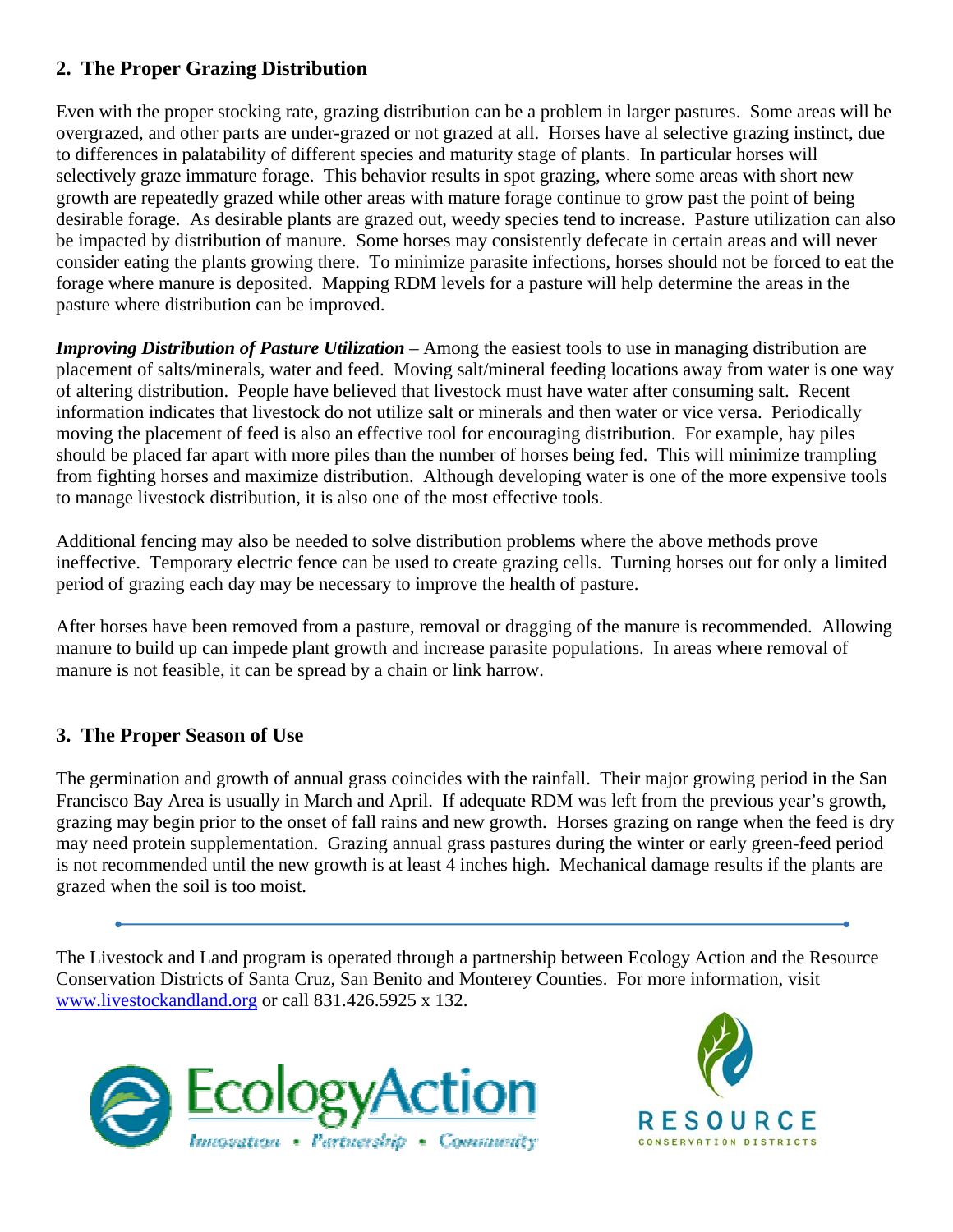## 2. The Proper Grazing Distribution

Even with the proper stocking rate, grazing distribution can be a problem in larger pastures. Some areas will be overgrazed, and other parts are under-grazed or not grazed at all. Horses have al selective grazing instinct, due to differences in palatability of different species and maturity stage of plants. In particular horses will selectively graze immature forage. This behavior results in spot grazing, where some areas with short new growth are repeatedly grazed while other areas with mature forage continue to grow past the point of being desirable forage. As desirable plants are grazed out, weedy species tend to increase. Pasture utilization can also be impacted by distribution of manure. Some horses may consistently defecate in certain areas and will never consider eating the plants growing there. To minimize parasite infections, horses should not be forced to eat the forage where manure is deposited. Mapping RDM levels for a pasture will help determine the areas in the pasture where distribution can be improved.

***Improving Distribution of Pasture Utilization*** – Among the easiest tools to use in managing distribution are placement of salts/minerals, water and feed. Moving salt/mineral feeding locations away from water is one way of altering distribution. People have believed that livestock must have water after consuming salt. Recent information indicates that livestock do not utilize salt or minerals and then water or vice versa. Periodically moving the placement of feed is also an effective tool for encouraging distribution. For example, hay piles should be placed far apart with more piles than the number of horses being fed. This will minimize trampling from fighting horses and maximize distribution. Although developing water is one of the more expensive tools to manage livestock distribution, it is also one of the most effective tools.

Additional fencing may also be needed to solve distribution problems where the above methods prove ineffective. Temporary electric fence can be used to create grazing cells. Turning horses out for only a limited period of grazing each day may be necessary to improve the health of pasture.

After horses have been removed from a pasture, removal or dragging of the manure is recommended. Allowing manure to build up can impede plant growth and increase parasite populations. In areas where removal of manure is not feasible, it can be spread by a chain or link harrow.

## 3. The Proper Season of Use

The germination and growth of annual grass coincides with the rainfall. Their major growing period in the San Francisco Bay Area is usually in March and April. If adequate RDM was left from the previous year's growth, grazing may begin prior to the onset of fall rains and new growth. Horses grazing on range when the feed is dry may need protein supplementation. Grazing annual grass pastures during the winter or early green-feed period is not recommended until the new growth is at least 4 inches high. Mechanical damage results if the plants are grazed when the soil is too moist.

---

The Livestock and Land program is operated through a partnership between Ecology Action and the Resource Conservation Districts of Santa Cruz, San Benito and Monterey Counties. For more information, visit [www.livestockandland.org](http://www.livestockandland.org) or call 831.426.5925 x 132.

EcologyAction — Innovation • Partnership • Community

RESOURCE CONSERVATION DISTRICTS